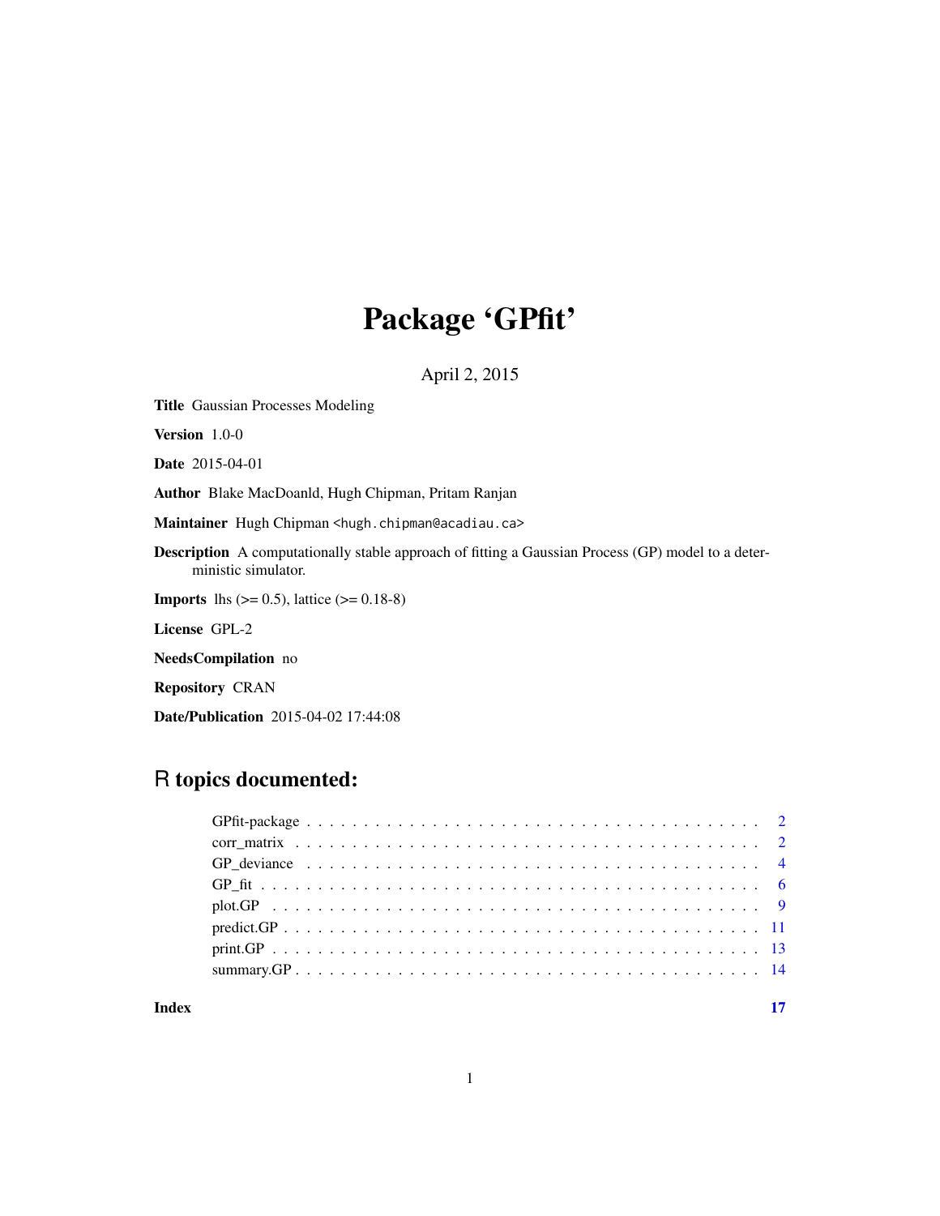# Package 'GPfit'

April 2, 2015

**Title** Gaussian Processes Modeling

**Version** 1.0-0

**Date** 2015-04-01

**Author** Blake MacDoanld, Hugh Chipman, Pritam Ranjan

**Maintainer** Hugh Chipman <hugh.chipman@acadiau.ca>

**Description** A computationally stable approach of fitting a Gaussian Process (GP) model to a deterministic simulator.

**Imports** lhs (>= 0.5), lattice (>= 0.18-8)

**License** GPL-2

**NeedsCompilation** no

**Repository** CRAN

**Date/Publication** 2015-04-02 17:44:08

## R topics documented:

| | |
|---|---|
| GPfit-package | 2 |
| corr_matrix | 2 |
| GP_deviance | 4 |
| GP_fit | 6 |
| plot.GP | 9 |
| predict.GP | 11 |
| print.GP | 13 |
| summary.GP | 14 |
| **Index** | **17** |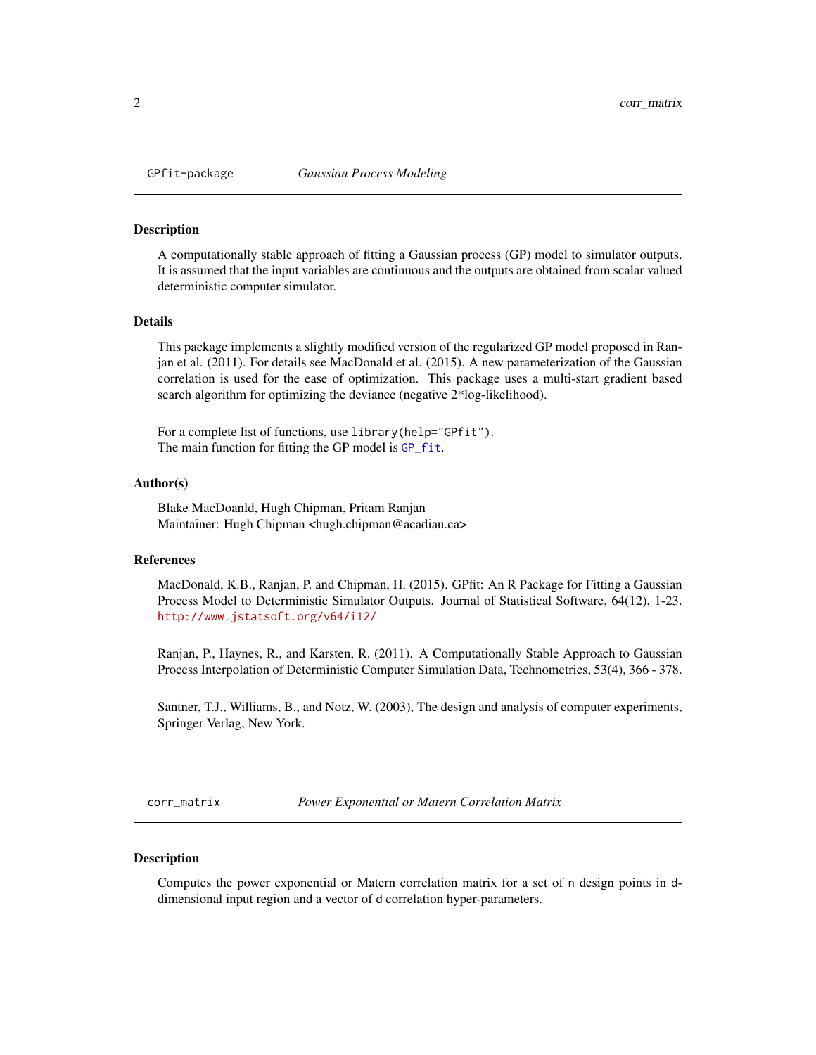## GPfit-package — *Gaussian Process Modeling*

### Description

A computationally stable approach of fitting a Gaussian process (GP) model to simulator outputs. It is assumed that the input variables are continuous and the outputs are obtained from scalar valued deterministic computer simulator.

### Details

This package implements a slightly modified version of the regularized GP model proposed in Ranjan et al. (2011). For details see MacDonald et al. (2015). A new parameterization of the Gaussian correlation is used for the ease of optimization. This package uses a multi-start gradient based search algorithm for optimizing the deviance (negative 2*log-likelihood).

For a complete list of functions, use `library(help="GPfit")`.
The main function for fitting the GP model is `GP_fit`.

### Author(s)

Blake MacDoanld, Hugh Chipman, Pritam Ranjan
Maintainer: Hugh Chipman <hugh.chipman@acadiau.ca>

### References

MacDonald, K.B., Ranjan, P. and Chipman, H. (2015). GPfit: An R Package for Fitting a Gaussian Process Model to Deterministic Simulator Outputs. Journal of Statistical Software, 64(12), 1-23. http://www.jstatsoft.org/v64/i12/

Ranjan, P., Haynes, R., and Karsten, R. (2011). A Computationally Stable Approach to Gaussian Process Interpolation of Deterministic Computer Simulation Data, Technometrics, 53(4), 366 - 378.

Santner, T.J., Williams, B., and Notz, W. (2003), The design and analysis of computer experiments, Springer Verlag, New York.

## corr_matrix — *Power Exponential or Matern Correlation Matrix*

### Description

Computes the power exponential or Matern correlation matrix for a set of `n` design points in `d`-dimensional input region and a vector of `d` correlation hyper-parameters.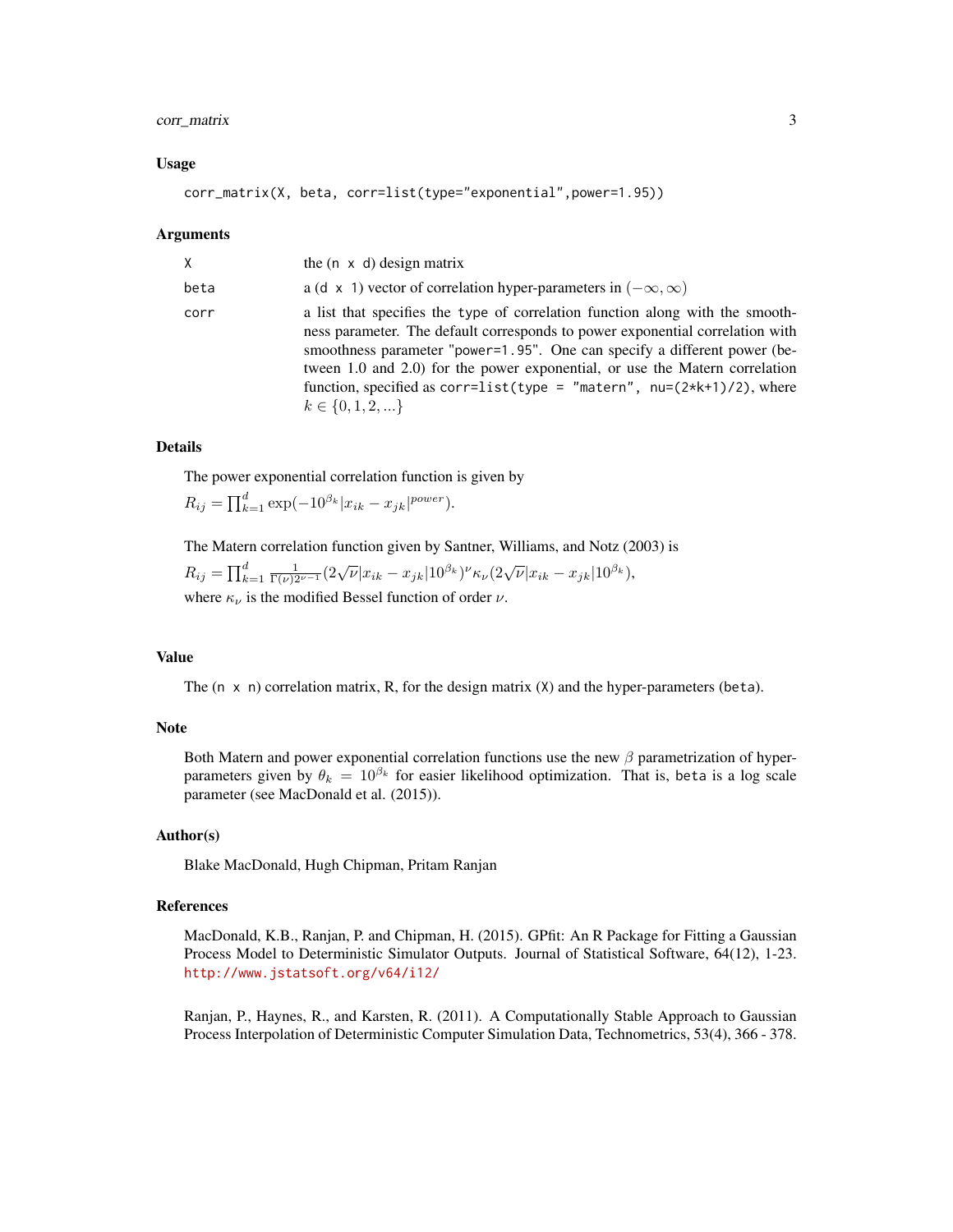### Usage

```
corr_matrix(X, beta, corr=list(type="exponential",power=1.95))
```

### Arguments

| | |
|---|---|
| `X` | the (`n x d`) design matrix |
| `beta` | a (`d x 1`) vector of correlation hyper-parameters in $(-\infty, \infty)$ |
| `corr` | a list that specifies the type of correlation function along with the smoothness parameter. The default corresponds to power exponential correlation with smoothness parameter "`power=1.95`". One can specify a different power (between 1.0 and 2.0) for the power exponential, or use the Matern correlation function, specified as `corr=list(type = "matern", nu=(2*k+1)/2)`, where $k \in \{0, 1, 2, ...\}$ |

### Details

The power exponential correlation function is given by

$R_{ij} = \prod_{k=1}^{d} \exp(-10^{\beta_k} |x_{ik} - x_{jk}|^{power})$.

The Matern correlation function given by Santner, Williams, and Notz (2003) is

$R_{ij} = \prod_{k=1}^{d} \frac{1}{\Gamma(\nu) 2^{\nu-1}} (2\sqrt{\nu} |x_{ik} - x_{jk}| 10^{\beta_k})^{\nu} \kappa_{\nu}(2\sqrt{\nu} |x_{ik} - x_{jk}| 10^{\beta_k})$,

where $\kappa_{\nu}$ is the modified Bessel function of order $\nu$.

### Value

The (`n x n`) correlation matrix, R, for the design matrix (`X`) and the hyper-parameters (`beta`).

### Note

Both Matern and power exponential correlation functions use the new $\beta$ parametrization of hyper-parameters given by $\theta_k = 10^{\beta_k}$ for easier likelihood optimization. That is, `beta` is a log scale parameter (see MacDonald et al. (2015)).

### Author(s)

Blake MacDonald, Hugh Chipman, Pritam Ranjan

### References

MacDonald, K.B., Ranjan, P. and Chipman, H. (2015). GPfit: An R Package for Fitting a Gaussian Process Model to Deterministic Simulator Outputs. Journal of Statistical Software, 64(12), 1-23. http://www.jstatsoft.org/v64/i12/

Ranjan, P., Haynes, R., and Karsten, R. (2011). A Computationally Stable Approach to Gaussian Process Interpolation of Deterministic Computer Simulation Data, Technometrics, 53(4), 366 - 378.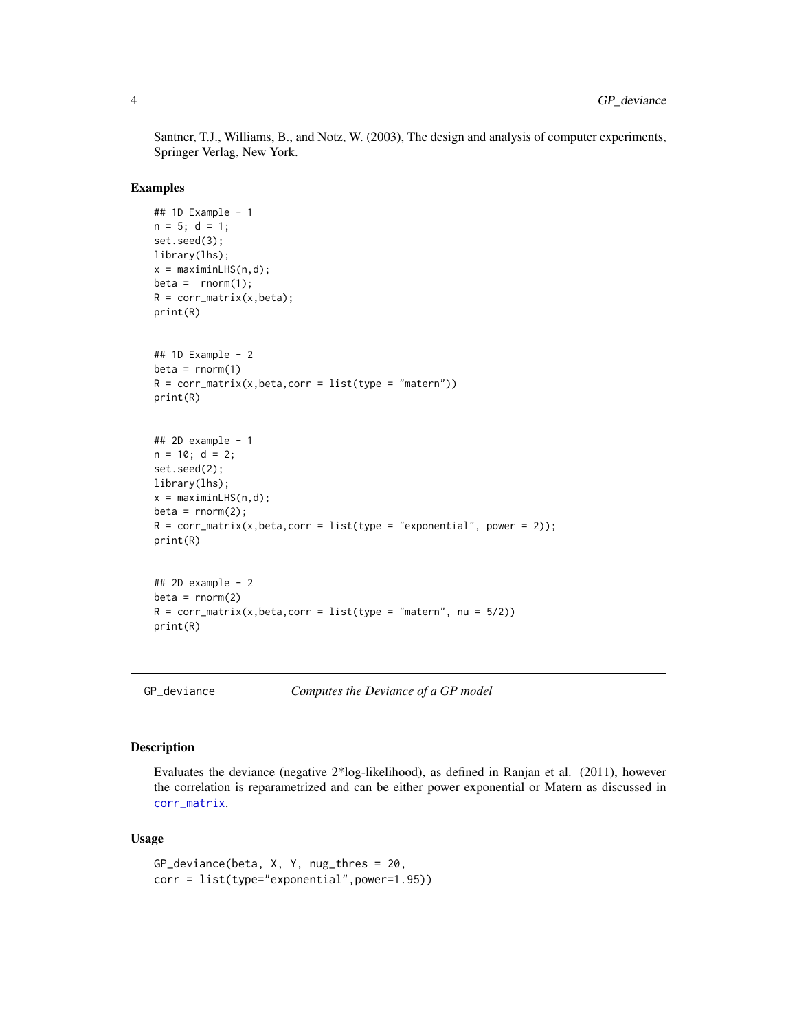Santner, T.J., Williams, B., and Notz, W. (2003), The design and analysis of computer experiments, Springer Verlag, New York.

### Examples

```
## 1D Example - 1
n = 5; d = 1;
set.seed(3);
library(lhs);
x = maximinLHS(n,d);
beta =  rnorm(1);
R = corr_matrix(x,beta);
print(R)


## 1D Example - 2
beta = rnorm(1)
R = corr_matrix(x,beta,corr = list(type = "matern"))
print(R)


## 2D example - 1
n = 10; d = 2;
set.seed(2);
library(lhs);
x = maximinLHS(n,d);
beta = rnorm(2);
R = corr_matrix(x,beta,corr = list(type = "exponential", power = 2));
print(R)


## 2D example - 2
beta = rnorm(2)
R = corr_matrix(x,beta,corr = list(type = "matern", nu = 5/2))
print(R)
```

---

## GP_deviance — *Computes the Deviance of a GP model*

### Description

Evaluates the deviance (negative 2*log-likelihood), as defined in Ranjan et al. (2011), however the correlation is reparametrized and can be either power exponential or Matern as discussed in `corr_matrix`.

### Usage

```
GP_deviance(beta, X, Y, nug_thres = 20,
corr = list(type="exponential",power=1.95))
```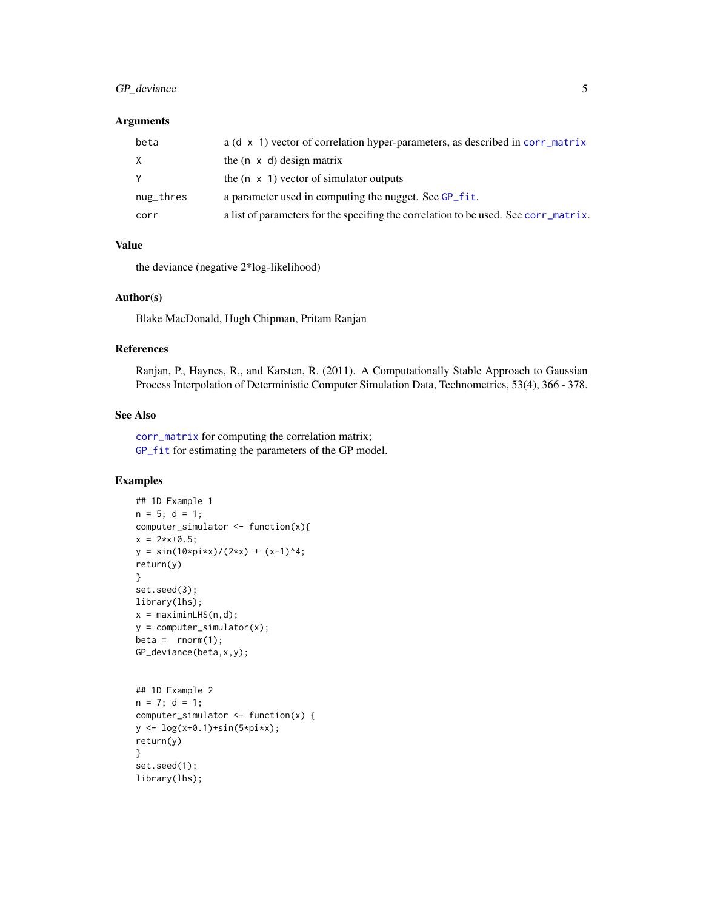### Arguments

| | |
|---|---|
| beta | a (d x 1) vector of correlation hyper-parameters, as described in corr_matrix |
| X | the (n x d) design matrix |
| Y | the (n x 1) vector of simulator outputs |
| nug_thres | a parameter used in computing the nugget. See GP_fit. |
| corr | a list of parameters for the specifing the correlation to be used. See corr_matrix. |

### Value

the deviance (negative 2*log-likelihood)

### Author(s)

Blake MacDonald, Hugh Chipman, Pritam Ranjan

### References

Ranjan, P., Haynes, R., and Karsten, R. (2011). A Computationally Stable Approach to Gaussian Process Interpolation of Deterministic Computer Simulation Data, Technometrics, 53(4), 366 - 378.

### See Also

corr_matrix for computing the correlation matrix;
GP_fit for estimating the parameters of the GP model.

### Examples

```
## 1D Example 1
n = 5; d = 1;
computer_simulator <- function(x){
x = 2*x+0.5;
y = sin(10*pi*x)/(2*x) + (x-1)^4;
return(y)
}
set.seed(3);
library(lhs);
x = maximinLHS(n,d);
y = computer_simulator(x);
beta =  rnorm(1);
GP_deviance(beta,x,y);


## 1D Example 2
n = 7; d = 1;
computer_simulator <- function(x) {
y <- log(x+0.1)+sin(5*pi*x);
return(y)
}
set.seed(1);
library(lhs);
```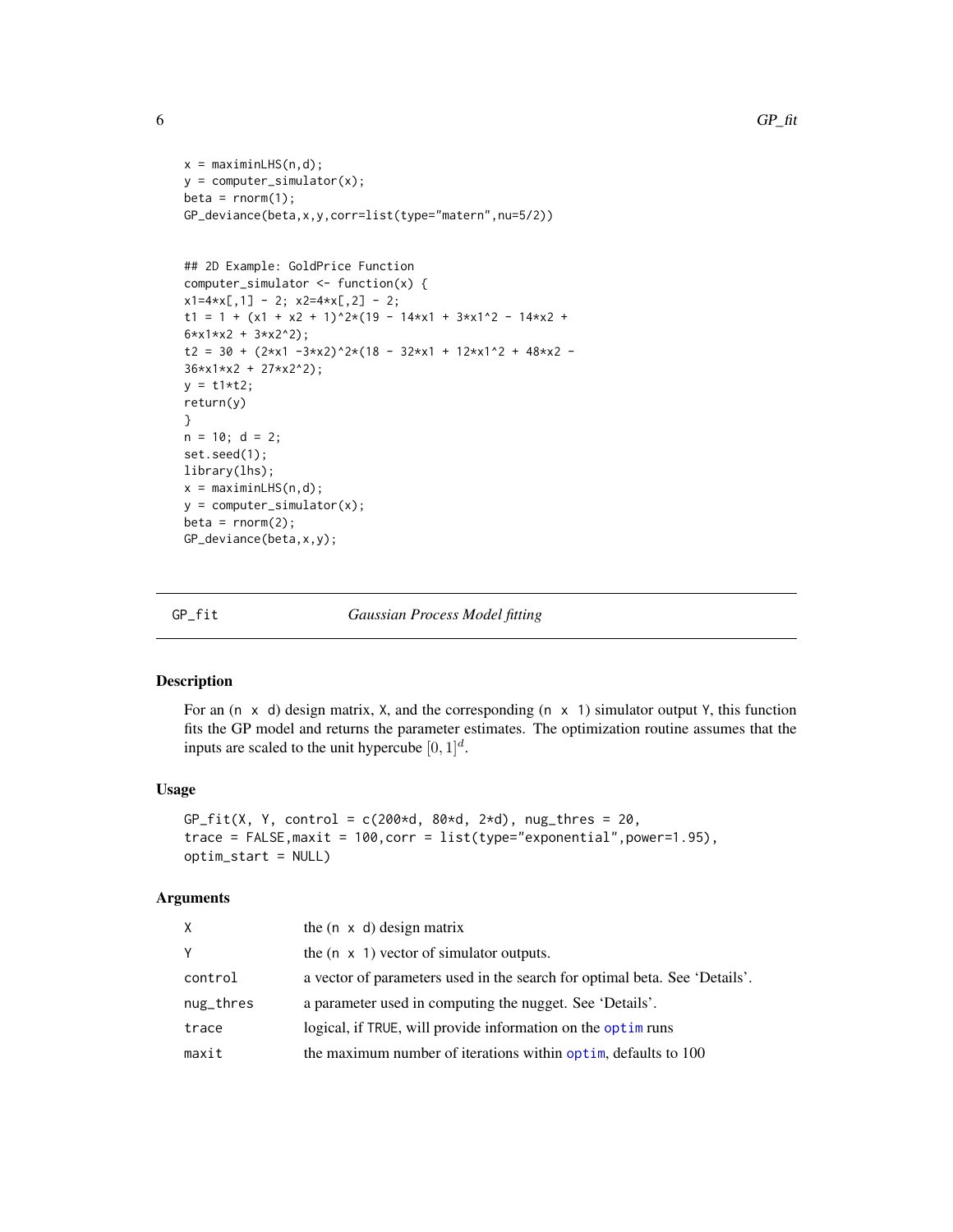```
x = maximinLHS(n,d);
y = computer_simulator(x);
beta = rnorm(1);
GP_deviance(beta,x,y,corr=list(type="matern",nu=5/2))


## 2D Example: GoldPrice Function
computer_simulator <- function(x) {
x1=4*x[,1] - 2; x2=4*x[,2] - 2;
t1 = 1 + (x1 + x2 + 1)^2*(19 - 14*x1 + 3*x1^2 - 14*x2 +
6*x1*x2 + 3*x2^2);
t2 = 30 + (2*x1 -3*x2)^2*(18 - 32*x1 + 12*x1^2 + 48*x2 -
36*x1*x2 + 27*x2^2);
y = t1*t2;
return(y)
}
n = 10; d = 2;
set.seed(1);
library(lhs);
x = maximinLHS(n,d);
y = computer_simulator(x);
beta = rnorm(2);
GP_deviance(beta,x,y);
```

## GP_fit — *Gaussian Process Model fitting*

### Description

For an (n x d) design matrix, X, and the corresponding (n x 1) simulator output Y, this function fits the GP model and returns the parameter estimates. The optimization routine assumes that the inputs are scaled to the unit hypercube $[0, 1]^d$.

### Usage

```
GP_fit(X, Y, control = c(200*d, 80*d, 2*d), nug_thres = 20,
trace = FALSE,maxit = 100,corr = list(type="exponential",power=1.95),
optim_start = NULL)
```

### Arguments

| | |
|---|---|
| X | the (n x d) design matrix |
| Y | the (n x 1) vector of simulator outputs. |
| control | a vector of parameters used in the search for optimal beta. See 'Details'. |
| nug_thres | a parameter used in computing the nugget. See 'Details'. |
| trace | logical, if TRUE, will provide information on the optim runs |
| maxit | the maximum number of iterations within optim, defaults to 100 |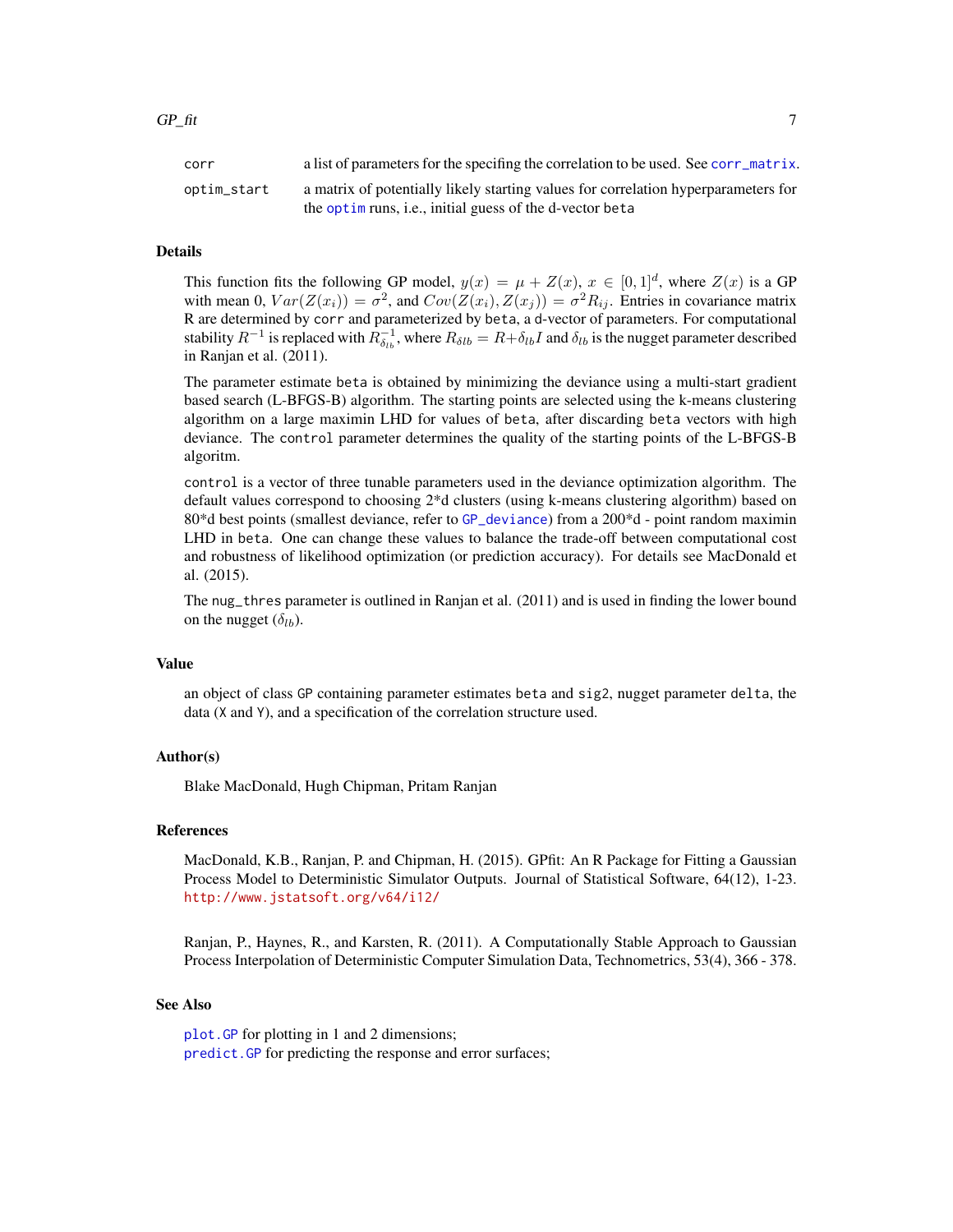| | |
|---|---|
| corr | a list of parameters for the specifing the correlation to be used. See corr_matrix. |
| optim_start | a matrix of potentially likely starting values for correlation hyperparameters for the optim runs, i.e., initial guess of the d-vector beta |

## Details

This function fits the following GP model, $y(x) = \mu + Z(x)$, $x \in [0,1]^d$, where $Z(x)$ is a GP with mean 0, $Var(Z(x_i)) = \sigma^2$, and $Cov(Z(x_i), Z(x_j)) = \sigma^2 R_{ij}$. Entries in covariance matrix R are determined by corr and parameterized by beta, a d-vector of parameters. For computational stability $R^{-1}$ is replaced with $R_{\delta_{lb}}^{-1}$, where $R_{\delta lb} = R + \delta_{lb} I$ and $\delta_{lb}$ is the nugget parameter described in Ranjan et al. (2011).

The parameter estimate beta is obtained by minimizing the deviance using a multi-start gradient based search (L-BFGS-B) algorithm. The starting points are selected using the k-means clustering algorithm on a large maximin LHD for values of beta, after discarding beta vectors with high deviance. The control parameter determines the quality of the starting points of the L-BFGS-B algoritm.

control is a vector of three tunable parameters used in the deviance optimization algorithm. The default values correspond to choosing 2*d clusters (using k-means clustering algorithm) based on 80*d best points (smallest deviance, refer to GP_deviance) from a 200*d - point random maximin LHD in beta. One can change these values to balance the trade-off between computational cost and robustness of likelihood optimization (or prediction accuracy). For details see MacDonald et al. (2015).

The nug_thres parameter is outlined in Ranjan et al. (2011) and is used in finding the lower bound on the nugget ($\delta_{lb}$).

## Value

an object of class GP containing parameter estimates beta and sig2, nugget parameter delta, the data (X and Y), and a specification of the correlation structure used.

## Author(s)

Blake MacDonald, Hugh Chipman, Pritam Ranjan

## References

MacDonald, K.B., Ranjan, P. and Chipman, H. (2015). GPfit: An R Package for Fitting a Gaussian Process Model to Deterministic Simulator Outputs. Journal of Statistical Software, 64(12), 1-23. http://www.jstatsoft.org/v64/i12/

Ranjan, P., Haynes, R., and Karsten, R. (2011). A Computationally Stable Approach to Gaussian Process Interpolation of Deterministic Computer Simulation Data, Technometrics, 53(4), 366 - 378.

## See Also

plot.GP for plotting in 1 and 2 dimensions;
predict.GP for predicting the response and error surfaces;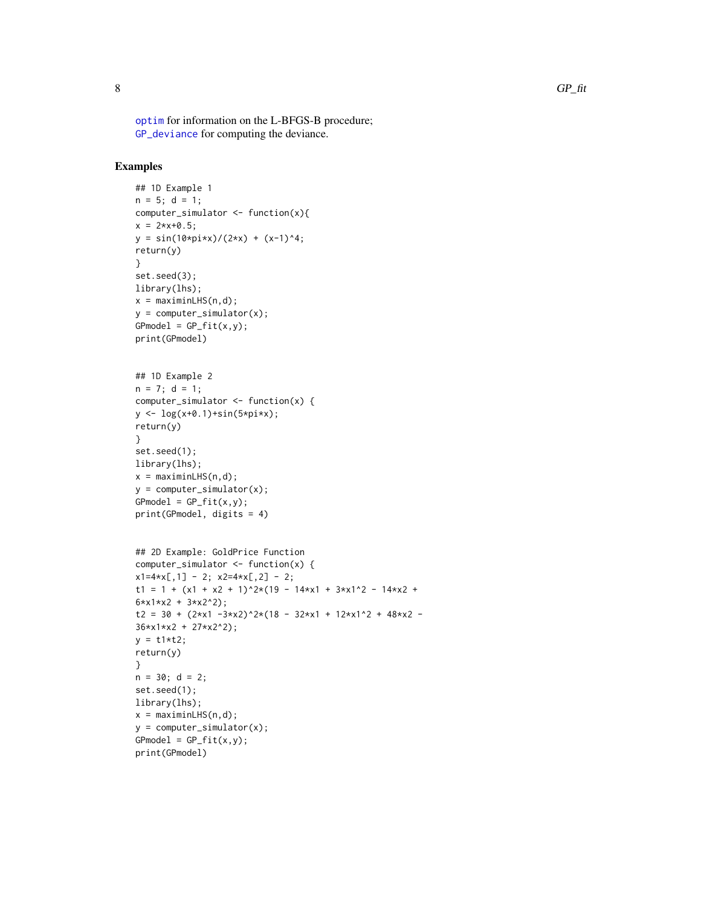optim for information on the L-BFGS-B procedure;
GP_deviance for computing the deviance.

## Examples

```
## 1D Example 1
n = 5; d = 1;
computer_simulator <- function(x){
x = 2*x+0.5;
y = sin(10*pi*x)/(2*x) + (x-1)^4;
return(y)
}
set.seed(3);
library(lhs);
x = maximinLHS(n,d);
y = computer_simulator(x);
GPmodel = GP_fit(x,y);
print(GPmodel)


## 1D Example 2
n = 7; d = 1;
computer_simulator <- function(x) {
y <- log(x+0.1)+sin(5*pi*x);
return(y)
}
set.seed(1);
library(lhs);
x = maximinLHS(n,d);
y = computer_simulator(x);
GPmodel = GP_fit(x,y);
print(GPmodel, digits = 4)


## 2D Example: GoldPrice Function
computer_simulator <- function(x) {
x1=4*x[,1] - 2; x2=4*x[,2] - 2;
t1 = 1 + (x1 + x2 + 1)^2*(19 - 14*x1 + 3*x1^2 - 14*x2 +
6*x1*x2 + 3*x2^2);
t2 = 30 + (2*x1 -3*x2)^2*(18 - 32*x1 + 12*x1^2 + 48*x2 -
36*x1*x2 + 27*x2^2);
y = t1*t2;
return(y)
}
n = 30; d = 2;
set.seed(1);
library(lhs);
x = maximinLHS(n,d);
y = computer_simulator(x);
GPmodel = GP_fit(x,y);
print(GPmodel)
```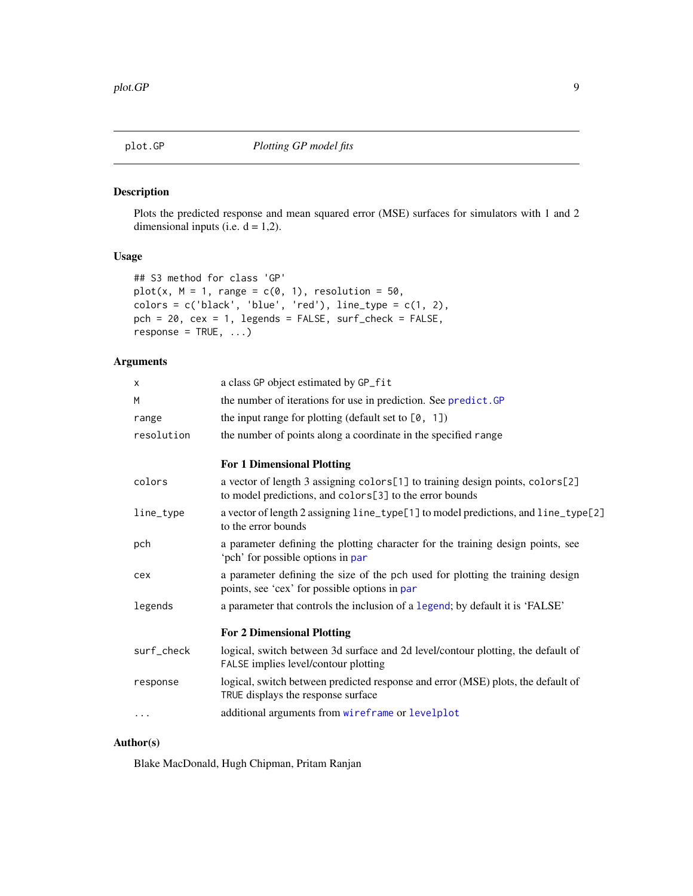plot.GP *Plotting GP model fits*

## Description

Plots the predicted response and mean squared error (MSE) surfaces for simulators with 1 and 2 dimensional inputs (i.e. d = 1,2).

## Usage

```
## S3 method for class 'GP'
plot(x, M = 1, range = c(0, 1), resolution = 50,
colors = c('black', 'blue', 'red'), line_type = c(1, 2),
pch = 20, cex = 1, legends = FALSE, surf_check = FALSE,
response = TRUE, ...)
```

## Arguments

| | |
|---|---|
| x | a class GP object estimated by GP_fit |
| M | the number of iterations for use in prediction. See predict.GP |
| range | the input range for plotting (default set to [0, 1]) |
| resolution | the number of points along a coordinate in the specified range |
| | **For 1 Dimensional Plotting** |
| colors | a vector of length 3 assigning colors[1] to training design points, colors[2] to model predictions, and colors[3] to the error bounds |
| line_type | a vector of length 2 assigning line_type[1] to model predictions, and line_type[2] to the error bounds |
| pch | a parameter defining the plotting character for the training design points, see 'pch' for possible options in par |
| cex | a parameter defining the size of the pch used for plotting the training design points, see 'cex' for possible options in par |
| legends | a parameter that controls the inclusion of a legend; by default it is 'FALSE' |
| | **For 2 Dimensional Plotting** |
| surf_check | logical, switch between 3d surface and 2d level/contour plotting, the default of FALSE implies level/contour plotting |
| response | logical, switch between predicted response and error (MSE) plots, the default of TRUE displays the response surface |
| ... | additional arguments from wireframe or levelplot |

## Author(s)

Blake MacDonald, Hugh Chipman, Pritam Ranjan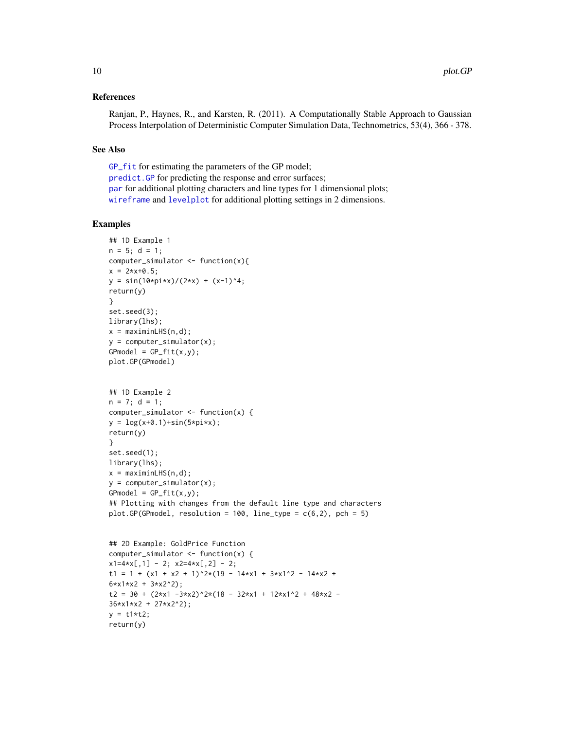### References

Ranjan, P., Haynes, R., and Karsten, R. (2011). A Computationally Stable Approach to Gaussian Process Interpolation of Deterministic Computer Simulation Data, Technometrics, 53(4), 366 - 378.

### See Also

GP_fit for estimating the parameters of the GP model;
predict.GP for predicting the response and error surfaces;
par for additional plotting characters and line types for 1 dimensional plots;
wireframe and levelplot for additional plotting settings in 2 dimensions.

### Examples

```
## 1D Example 1
n = 5; d = 1;
computer_simulator <- function(x){
x = 2*x+0.5;
y = sin(10*pi*x)/(2*x) + (x-1)^4;
return(y)
}
set.seed(3);
library(lhs);
x = maximinLHS(n,d);
y = computer_simulator(x);
GPmodel = GP_fit(x,y);
plot.GP(GPmodel)


## 1D Example 2
n = 7; d = 1;
computer_simulator <- function(x) {
y = log(x+0.1)+sin(5*pi*x);
return(y)
}
set.seed(1);
library(lhs);
x = maximinLHS(n,d);
y = computer_simulator(x);
GPmodel = GP_fit(x,y);
## Plotting with changes from the default line type and characters
plot.GP(GPmodel, resolution = 100, line_type = c(6,2), pch = 5)


## 2D Example: GoldPrice Function
computer_simulator <- function(x) {
x1=4*x[,1] - 2; x2=4*x[,2] - 2;
t1 = 1 + (x1 + x2 + 1)^2*(19 - 14*x1 + 3*x1^2 - 14*x2 +
6*x1*x2 + 3*x2^2);
t2 = 30 + (2*x1 -3*x2)^2*(18 - 32*x1 + 12*x1^2 + 48*x2 -
36*x1*x2 + 27*x2^2);
y = t1*t2;
return(y)
```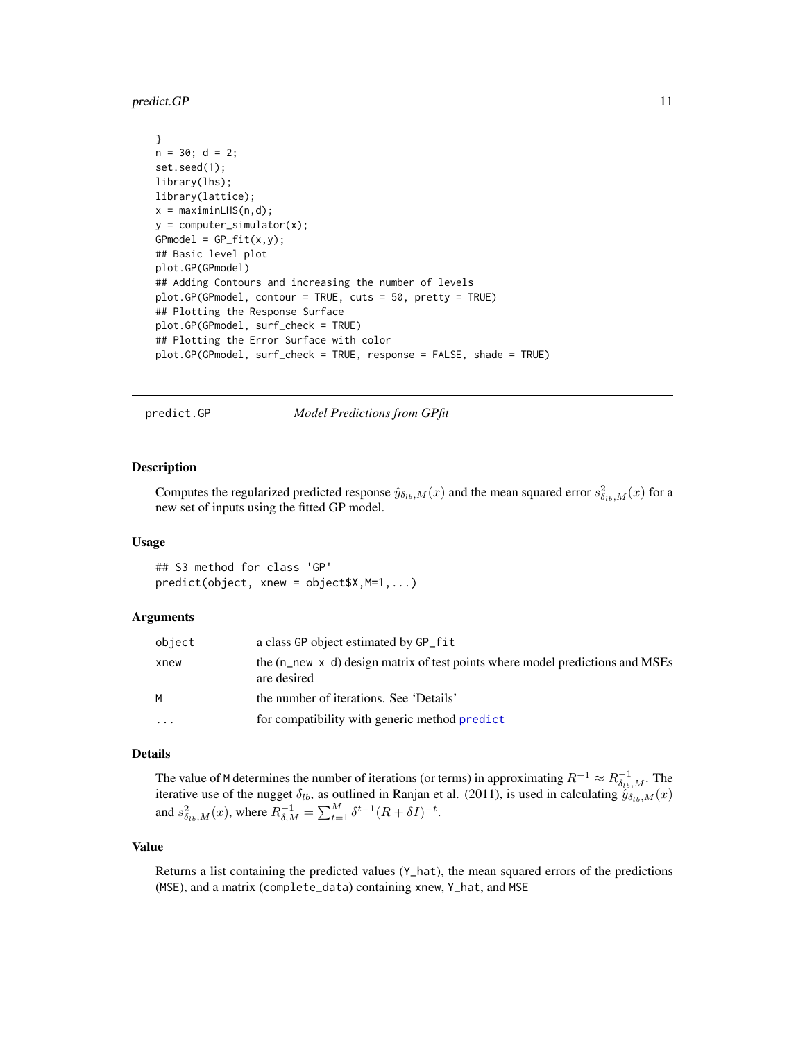```
}
n = 30; d = 2;
set.seed(1);
library(lhs);
library(lattice);
x = maximinLHS(n,d);
y = computer_simulator(x);
GPmodel = GP_fit(x,y);
## Basic level plot
plot.GP(GPmodel)
## Adding Contours and increasing the number of levels
plot.GP(GPmodel, contour = TRUE, cuts = 50, pretty = TRUE)
## Plotting the Response Surface
plot.GP(GPmodel, surf_check = TRUE)
## Plotting the Error Surface with color
plot.GP(GPmodel, surf_check = TRUE, response = FALSE, shade = TRUE)
```

## predict.GP — *Model Predictions from GPfit*

### Description

Computes the regularized predicted response $\hat{y}_{\delta_{lb},M}(x)$ and the mean squared error $s^2_{\delta_{lb},M}(x)$ for a new set of inputs using the fitted GP model.

### Usage

```
## S3 method for class 'GP'
predict(object, xnew = object$X,M=1,...)
```

### Arguments

| | |
|---|---|
| object | a class GP object estimated by GP_fit |
| xnew | the (n_new x d) design matrix of test points where model predictions and MSEs are desired |
| M | the number of iterations. See 'Details' |
| ... | for compatibility with generic method predict |

### Details

The value of M determines the number of iterations (or terms) in approximating $R^{-1} \approx R^{-1}_{\delta_{lb},M}$. The iterative use of the nugget $\delta_{lb}$, as outlined in Ranjan et al. (2011), is used in calculating $\hat{y}_{\delta_{lb},M}(x)$ and $s^2_{\delta_{lb},M}(x)$, where $R^{-1}_{\delta,M} = \sum_{t=1}^{M} \delta^{t-1}(R + \delta I)^{-t}$.

### Value

Returns a list containing the predicted values (Y_hat), the mean squared errors of the predictions (MSE), and a matrix (complete_data) containing xnew, Y_hat, and MSE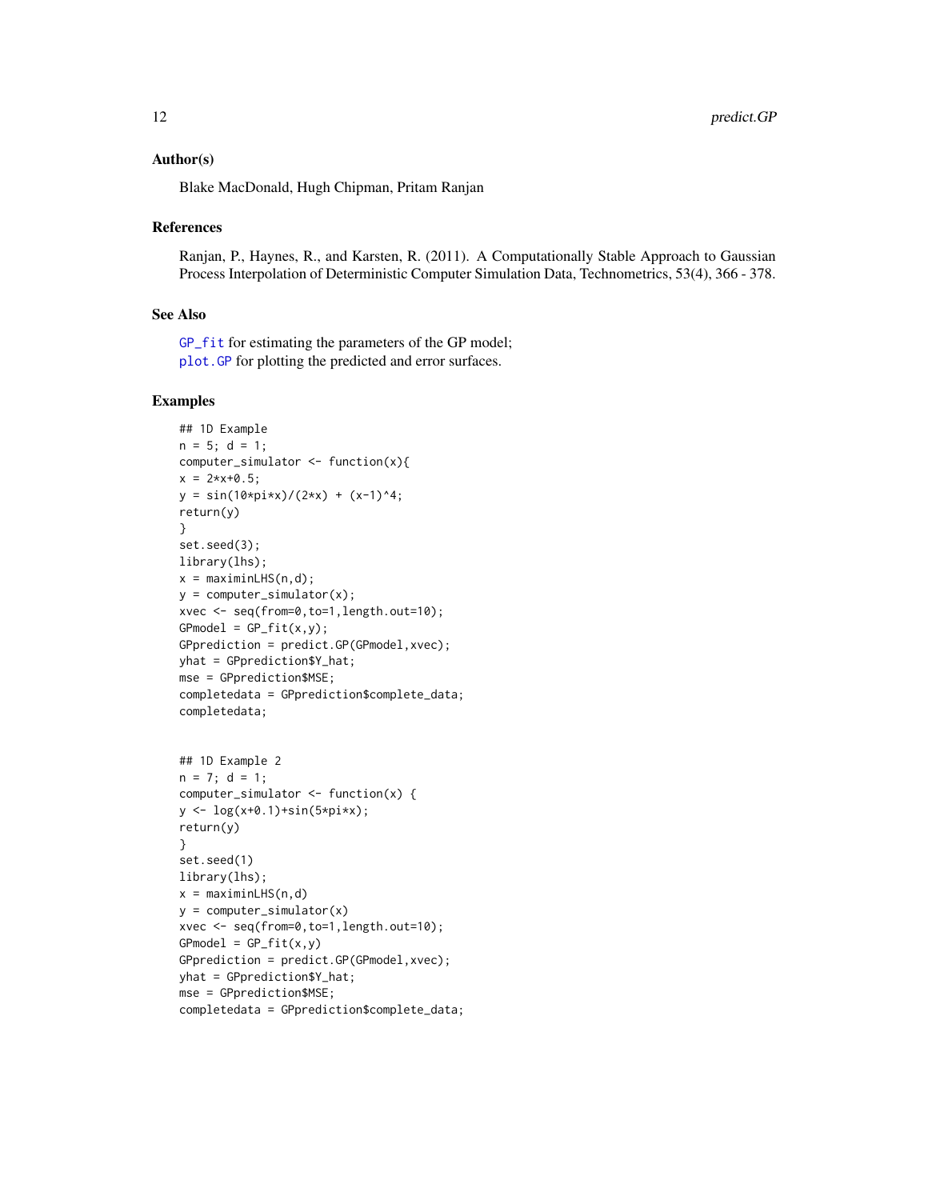### Author(s)

Blake MacDonald, Hugh Chipman, Pritam Ranjan

### References

Ranjan, P., Haynes, R., and Karsten, R. (2011). A Computationally Stable Approach to Gaussian Process Interpolation of Deterministic Computer Simulation Data, Technometrics, 53(4), 366 - 378.

### See Also

GP_fit for estimating the parameters of the GP model;
plot.GP for plotting the predicted and error surfaces.

### Examples

```
## 1D Example
n = 5; d = 1;
computer_simulator <- function(x){
x = 2*x+0.5;
y = sin(10*pi*x)/(2*x) + (x-1)^4;
return(y)
}
set.seed(3);
library(lhs);
x = maximinLHS(n,d);
y = computer_simulator(x);
xvec <- seq(from=0,to=1,length.out=10);
GPmodel = GP_fit(x,y);
GPprediction = predict.GP(GPmodel,xvec);
yhat = GPprediction$Y_hat;
mse = GPprediction$MSE;
completedata = GPprediction$complete_data;
completedata;


## 1D Example 2
n = 7; d = 1;
computer_simulator <- function(x) {
y <- log(x+0.1)+sin(5*pi*x);
return(y)
}
set.seed(1)
library(lhs);
x = maximinLHS(n,d)
y = computer_simulator(x)
xvec <- seq(from=0,to=1,length.out=10);
GPmodel = GP_fit(x,y)
GPprediction = predict.GP(GPmodel,xvec);
yhat = GPprediction$Y_hat;
mse = GPprediction$MSE;
completedata = GPprediction$complete_data;
```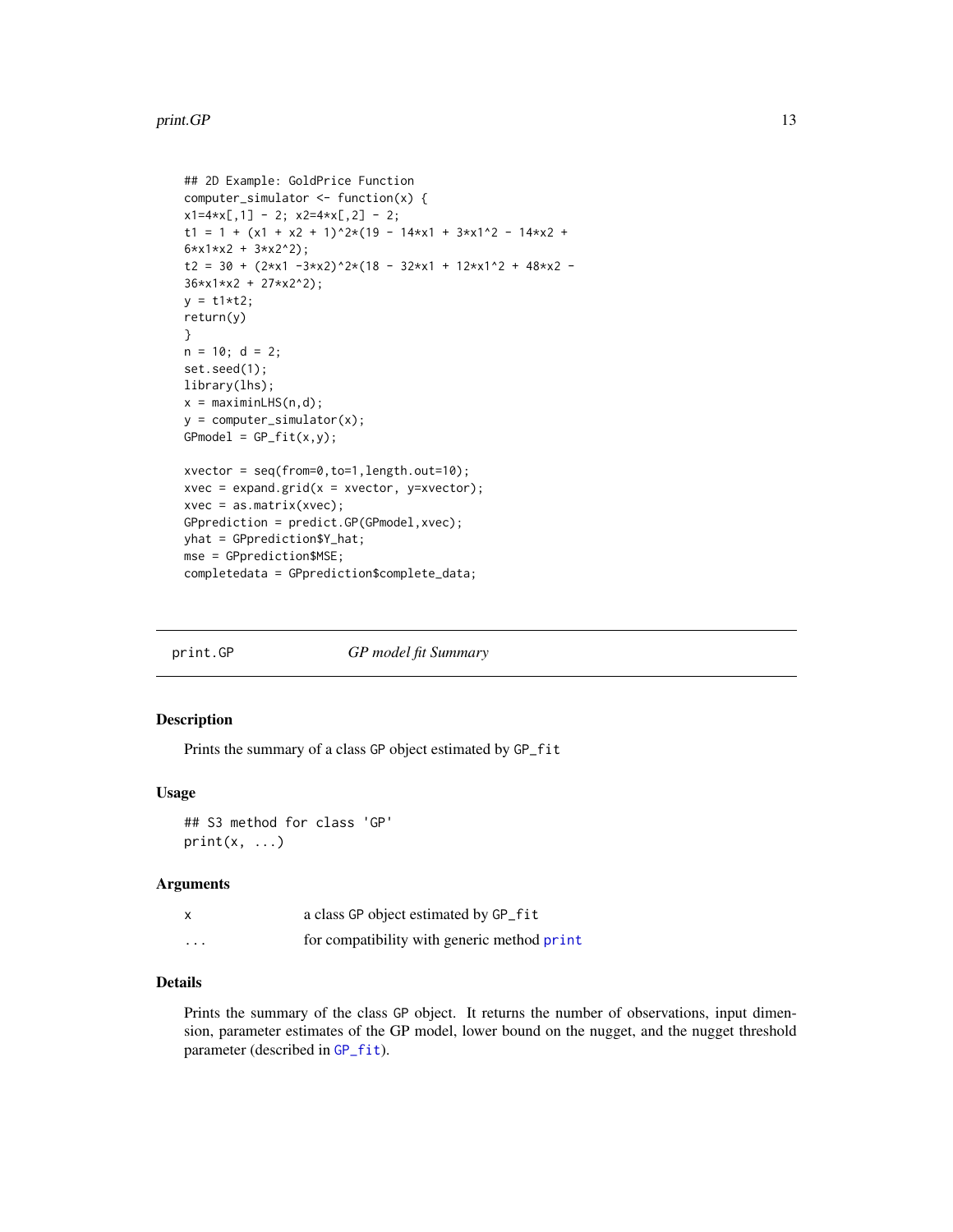```
## 2D Example: GoldPrice Function
computer_simulator <- function(x) {
x1=4*x[,1] - 2; x2=4*x[,2] - 2;
t1 = 1 + (x1 + x2 + 1)^2*(19 - 14*x1 + 3*x1^2 - 14*x2 +
6*x1*x2 + 3*x2^2);
t2 = 30 + (2*x1 -3*x2)^2*(18 - 32*x1 + 12*x1^2 + 48*x2 -
36*x1*x2 + 27*x2^2);
y = t1*t2;
return(y)
}
n = 10; d = 2;
set.seed(1);
library(lhs);
x = maximinLHS(n,d);
y = computer_simulator(x);
GPmodel = GP_fit(x,y);

xvector = seq(from=0,to=1,length.out=10);
xvec = expand.grid(x = xvector, y=xvector);
xvec = as.matrix(xvec);
GPprediction = predict.GP(GPmodel,xvec);
yhat = GPprediction$Y_hat;
mse = GPprediction$MSE;
completedata = GPprediction$complete_data;
```

---

## print.GP — *GP model fit Summary*

---

### Description

Prints the summary of a class GP object estimated by GP_fit

### Usage

```
## S3 method for class 'GP'
print(x, ...)
```

### Arguments

| | |
|---|---|
| x | a class GP object estimated by GP_fit |
| ... | for compatibility with generic method print |

### Details

Prints the summary of the class GP object. It returns the number of observations, input dimension, parameter estimates of the GP model, lower bound on the nugget, and the nugget threshold parameter (described in GP_fit).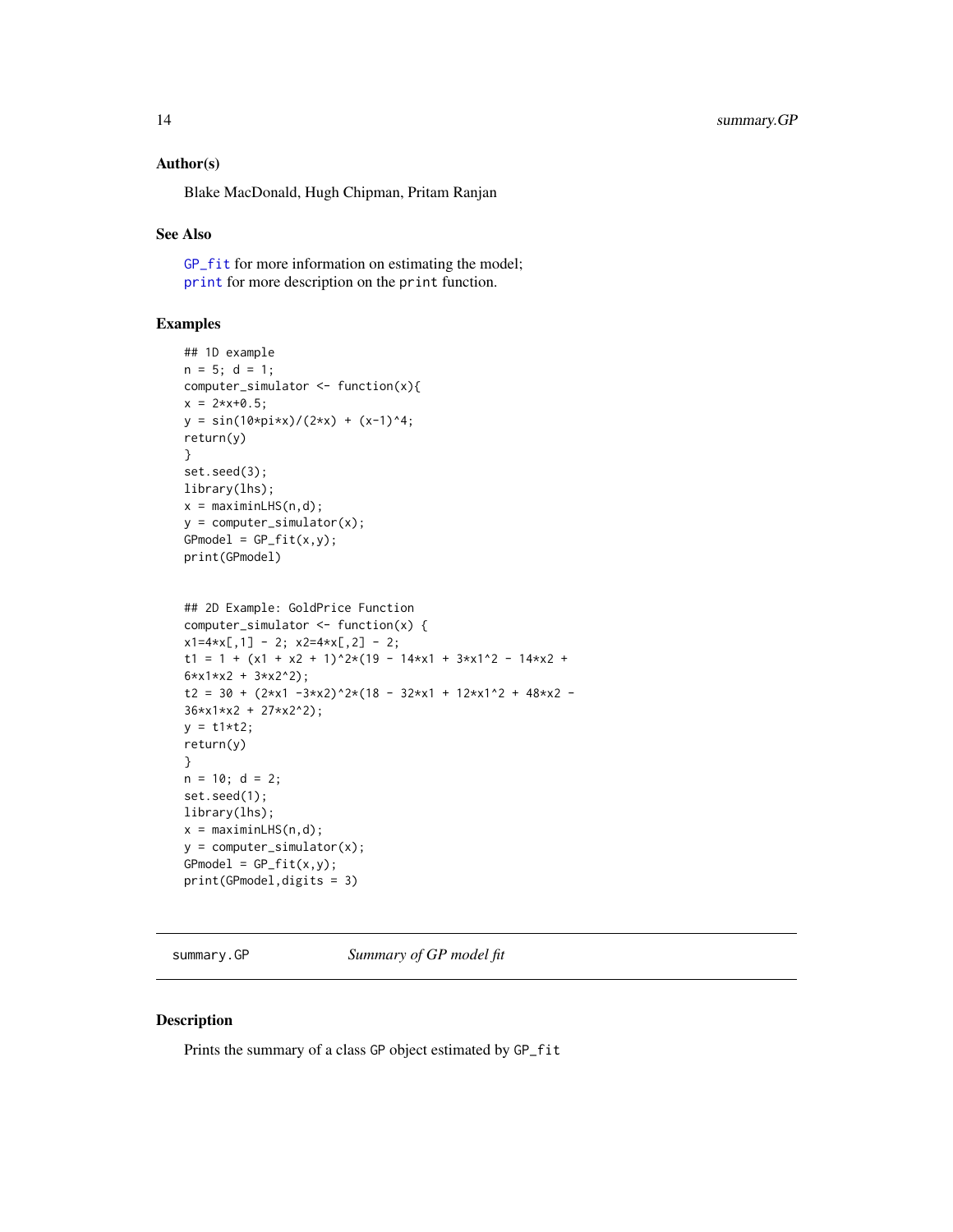### Author(s)

Blake MacDonald, Hugh Chipman, Pritam Ranjan

### See Also

`GP_fit` for more information on estimating the model;
`print` for more description on the `print` function.

### Examples

```
## 1D example
n = 5; d = 1;
computer_simulator <- function(x){
x = 2*x+0.5;
y = sin(10*pi*x)/(2*x) + (x-1)^4;
return(y)
}
set.seed(3);
library(lhs);
x = maximinLHS(n,d);
y = computer_simulator(x);
GPmodel = GP_fit(x,y);
print(GPmodel)


## 2D Example: GoldPrice Function
computer_simulator <- function(x) {
x1=4*x[,1] - 2; x2=4*x[,2] - 2;
t1 = 1 + (x1 + x2 + 1)^2*(19 - 14*x1 + 3*x1^2 - 14*x2 +
6*x1*x2 + 3*x2^2);
t2 = 30 + (2*x1 -3*x2)^2*(18 - 32*x1 + 12*x1^2 + 48*x2 -
36*x1*x2 + 27*x2^2);
y = t1*t2;
return(y)
}
n = 10; d = 2;
set.seed(1);
library(lhs);
x = maximinLHS(n,d);
y = computer_simulator(x);
GPmodel = GP_fit(x,y);
print(GPmodel,digits = 3)
```

---

## summary.GP &nbsp;&nbsp;&nbsp;&nbsp; *Summary of GP model fit*

---

### Description

Prints the summary of a class `GP` object estimated by `GP_fit`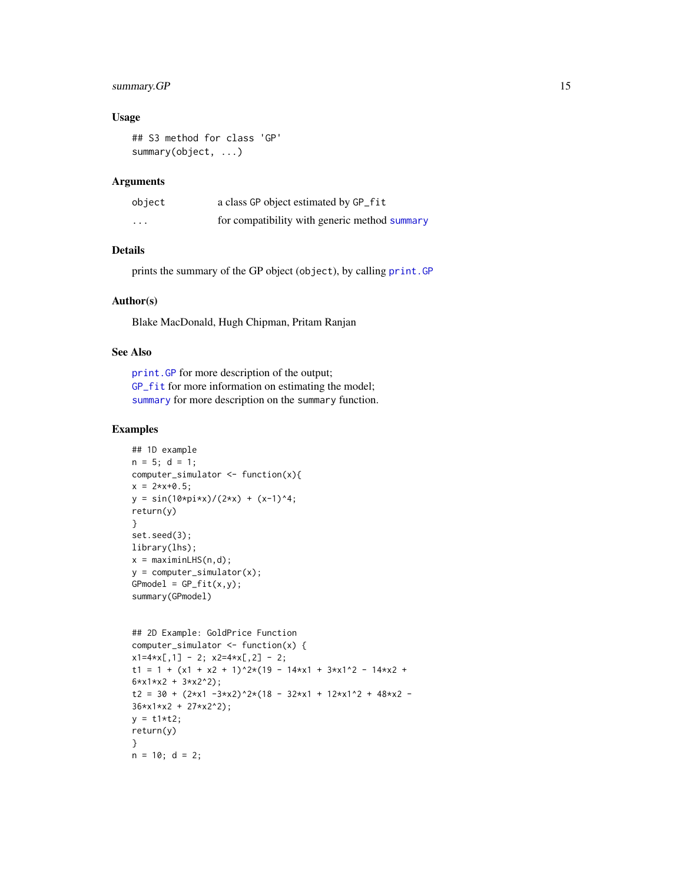### Usage

```
## S3 method for class 'GP'
summary(object, ...)
```

### Arguments

| | |
|---|---|
| `object` | a class GP object estimated by GP_fit |
| `...` | for compatibility with generic method summary |

### Details

prints the summary of the GP object (`object`), by calling `print.GP`

### Author(s)

Blake MacDonald, Hugh Chipman, Pritam Ranjan

### See Also

`print.GP` for more description of the output;
`GP_fit` for more information on estimating the model;
`summary` for more description on the `summary` function.

### Examples

```
## 1D example
n = 5; d = 1;
computer_simulator <- function(x){
x = 2*x+0.5;
y = sin(10*pi*x)/(2*x) + (x-1)^4;
return(y)
}
set.seed(3);
library(lhs);
x = maximinLHS(n,d);
y = computer_simulator(x);
GPmodel = GP_fit(x,y);
summary(GPmodel)


## 2D Example: GoldPrice Function
computer_simulator <- function(x) {
x1=4*x[,1] - 2; x2=4*x[,2] - 2;
t1 = 1 + (x1 + x2 + 1)^2*(19 - 14*x1 + 3*x1^2 - 14*x2 +
6*x1*x2 + 3*x2^2);
t2 = 30 + (2*x1 -3*x2)^2*(18 - 32*x1 + 12*x1^2 + 48*x2 -
36*x1*x2 + 27*x2^2);
y = t1*t2;
return(y)
}
n = 10; d = 2;
```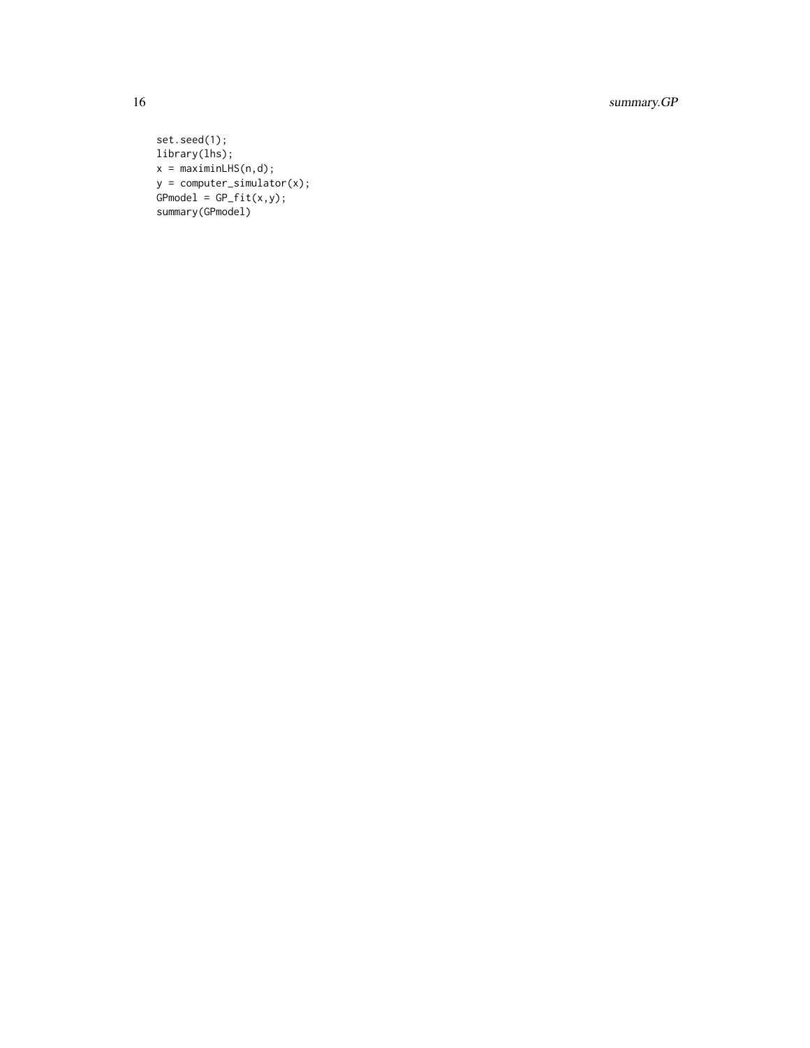```
set.seed(1);
library(lhs);
x = maximinLHS(n,d);
y = computer_simulator(x);
GPmodel = GP_fit(x,y);
summary(GPmodel)
```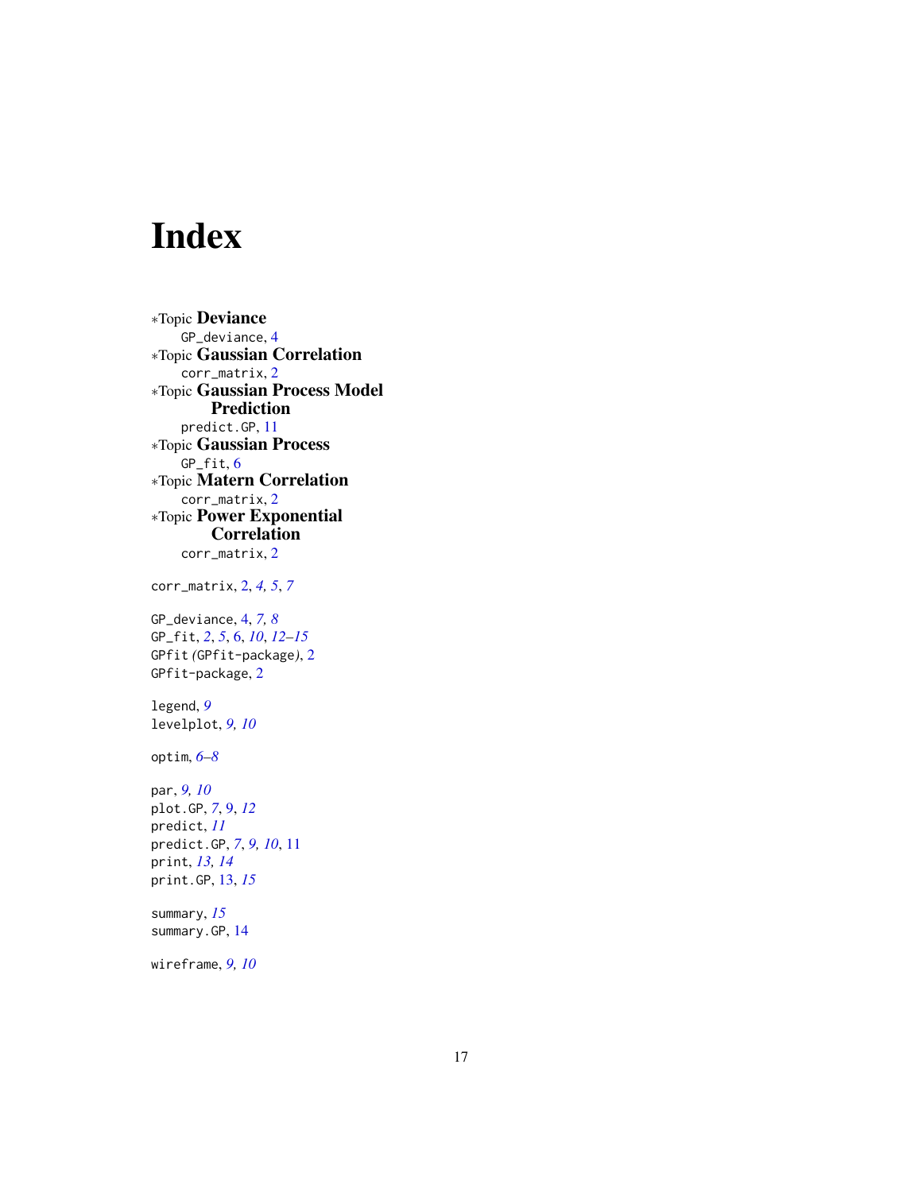# Index

∗Topic **Deviance**
  GP_deviance, 4
∗Topic **Gaussian Correlation**
  corr_matrix, 2
∗Topic **Gaussian Process Model Prediction**
  predict.GP, 11
∗Topic **Gaussian Process**
  GP_fit, 6
∗Topic **Matern Correlation**
  corr_matrix, 2
∗Topic **Power Exponential Correlation**
  corr_matrix, 2

corr_matrix, 2, *4, 5*, *7*

GP_deviance, 4, *7, 8*
GP_fit, *2*, *5*, 6, *10*, *12–15*
GPfit *(*GPfit-package*)*, 2
GPfit-package, 2

legend, *9*
levelplot, *9, 10*

optim, *6–8*

par, *9, 10*
plot.GP, *7*, 9, *12*
predict, *11*
predict.GP, *7*, *9, 10*, 11
print, *13, 14*
print.GP, 13, *15*

summary, *15*
summary.GP, 14

wireframe, *9, 10*